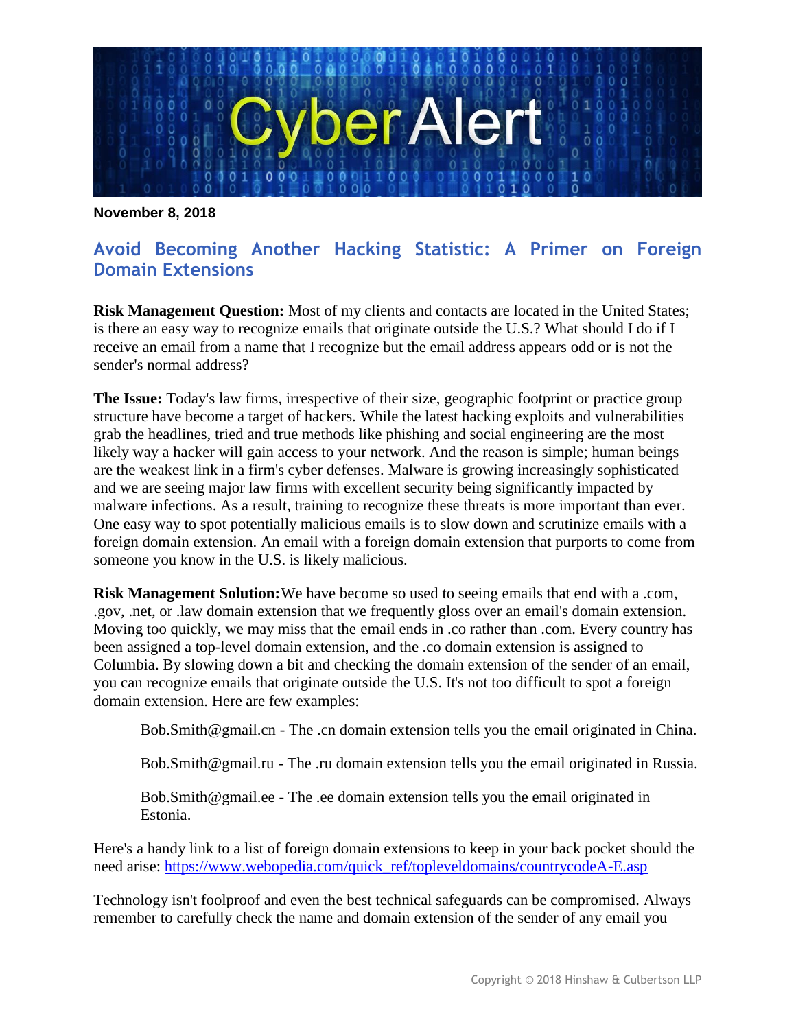CyberAlert

**November 8, 2018**

## Avoid Becoming Another Hacking Statistic: A Primer on Foreign Domain Extensions

**Risk Management Question:** Most of my clients and contacts are located in the United States; is there an easy way to recognize emails that originate outside the U.S.? What should I do if I receive an email from a name that I recognize but the email address appears odd or is not the sender's normal address?

**The Issue:** Today's law firms, irrespective of their size, geographic footprint or practice group structure have become a target of hackers. While the latest hacking exploits and vulnerabilities grab the headlines, tried and true methods like phishing and social engineering are the most likely way a hacker will gain access to your network. And the reason is simple; human beings are the weakest link in a firm's cyber defenses. Malware is growing increasingly sophisticated and we are seeing major law firms with excellent security being significantly impacted by malware infections. As a result, training to recognize these threats is more important than ever. One easy way to spot potentially malicious emails is to slow down and scrutinize emails with a foreign domain extension. An email with a foreign domain extension that purports to come from someone you know in the U.S. is likely malicious.

**Risk Management Solution:** We have become so used to seeing emails that end with a .com, .gov, .net, or .law domain extension that we frequently gloss over an email's domain extension. Moving too quickly, we may miss that the email ends in .co rather than .com. Every country has been assigned a top-level domain extension, and the .co domain extension is assigned to Columbia. By slowing down a bit and checking the domain extension of the sender of an email, you can recognize emails that originate outside the U.S. It's not too difficult to spot a foreign domain extension. Here are few examples:

> Bob.Smith@gmail.cn - The .cn domain extension tells you the email originated in China.
>
> Bob.Smith@gmail.ru - The .ru domain extension tells you the email originated in Russia.
>
> Bob.Smith@gmail.ee - The .ee domain extension tells you the email originated in Estonia.

Here's a handy link to a list of foreign domain extensions to keep in your back pocket should the need arise: [https://www.webopedia.com/quick_ref/topleveldomains/countrycodeA-E.asp](https://www.webopedia.com/quick_ref/topleveldomains/countrycodeA-E.asp)

Technology isn't foolproof and even the best technical safeguards can be compromised. Always remember to carefully check the name and domain extension of the sender of any email you

Copyright © 2018 Hinshaw & Culbertson LLP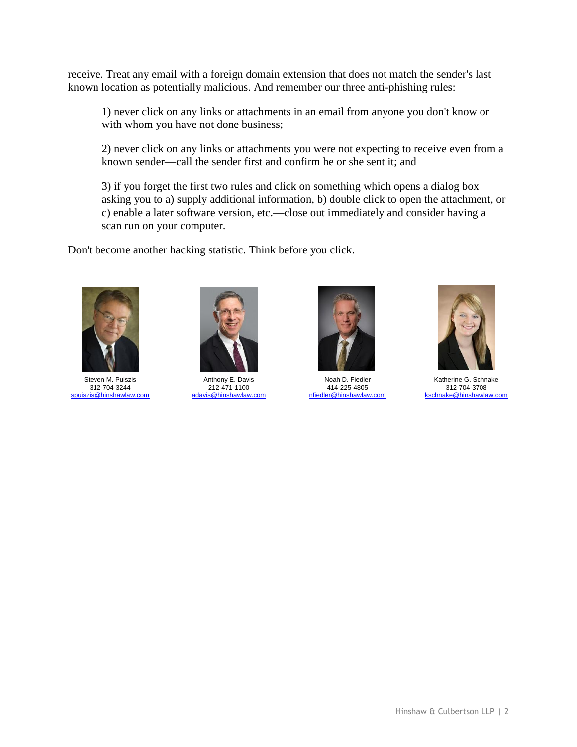receive. Treat any email with a foreign domain extension that does not match the sender's last known location as potentially malicious. And remember our three anti-phishing rules:

> 1) never click on any links or attachments in an email from anyone you don't know or with whom you have not done business;
>
> 2) never click on any links or attachments you were not expecting to receive even from a known sender—call the sender first and confirm he or she sent it; and
>
> 3) if you forget the first two rules and click on something which opens a dialog box asking you to a) supply additional information, b) double click to open the attachment, or c) enable a later software version, etc.—close out immediately and consider having a scan run on your computer.

Don't become another hacking statistic. Think before you click.

Steven M. Puiszis
312-704-3244
spuiszis@hinshawlaw.com

Anthony E. Davis
212-471-1100
adavis@hinshawlaw.com

Noah D. Fiedler
414-225-4805
nfiedler@hinshawlaw.com

Katherine G. Schnake
312-704-3708
kschnake@hinshawlaw.com